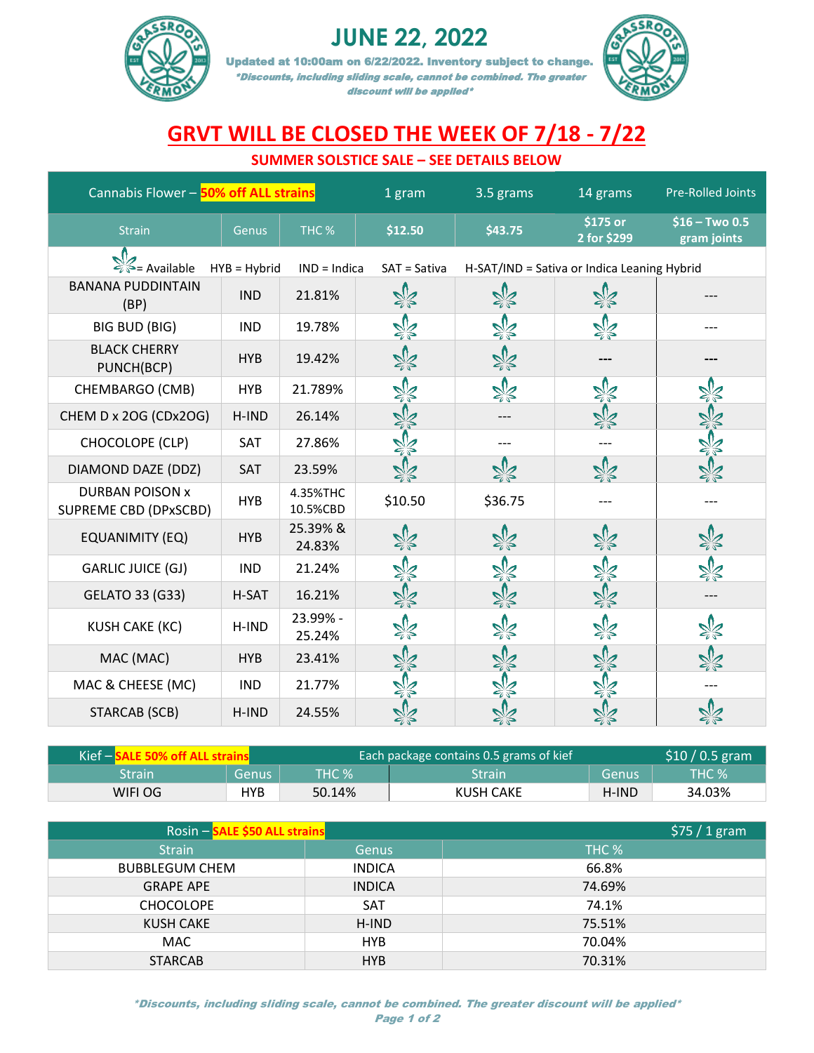# JUNE 22, 2022

**Updated at 10:00am on 6/22/2022. Inventory subject to change.**

***Discounts, including sliding scale, cannot be combined. The greater discount will be applied***

## GRVT WILL BE CLOSED THE WEEK OF 7/18 - 7/22

### SUMMER SOLSTICE SALE – SEE DETAILS BELOW

| Cannabis Flower – **50% off ALL strains** | | | 1 gram | 3.5 grams | 14 grams | Pre-Rolled Joints |
|---|---|---|---|---|---|---|
| Strain | Genus | THC % | $12.50 | $43.75 | $175 or 2 for $299 | $16 – Two 0.5 gram joints |
| ✿ = Available | HYB = Hybrid | IND = Indica | SAT = Sativa | H-SAT/IND = Sativa or Indica Leaning Hybrid | | |
| BANANA PUDDINTAIN (BP) | IND | 21.81% | ✿ | ✿ | ✿ | --- |
| BIG BUD (BIG) | IND | 19.78% | ✿ | ✿ | ✿ | --- |
| BLACK CHERRY PUNCH(BCP) | HYB | 19.42% | ✿ | ✿ | --- | --- |
| CHEMBARGO (CMB) | HYB | 21.789% | ✿ | ✿ | ✿ | ✿ |
| CHEM D x 2OG (CDx2OG) | H-IND | 26.14% | ✿ | --- | ✿ | ✿ |
| CHOCOLOPE (CLP) | SAT | 27.86% | ✿ | --- | --- | ✿ |
| DIAMOND DAZE (DDZ) | SAT | 23.59% | ✿ | ✿ | ✿ | ✿ |
| DURBAN POISON x SUPREME CBD (DPxSCBD) | HYB | 4.35%THC 10.5%CBD | $10.50 | $36.75 | --- | --- |
| EQUANIMITY (EQ) | HYB | 25.39% & 24.83% | ✿ | ✿ | ✿ | ✿ |
| GARLIC JUICE (GJ) | IND | 21.24% | ✿ | ✿ | ✿ | ✿ |
| GELATO 33 (G33) | H-SAT | 16.21% | ✿ | ✿ | ✿ | --- |
| KUSH CAKE (KC) | H-IND | 23.99% - 25.24% | ✿ | ✿ | ✿ | ✿ |
| MAC (MAC) | HYB | 23.41% | ✿ | ✿ | ✿ | ✿ |
| MAC & CHEESE (MC) | IND | 21.77% | ✿ | ✿ | ✿ | --- |
| STARCAB (SCB) | H-IND | 24.55% | ✿ | ✿ | ✿ | ✿ |

| Kief – **SALE 50% off ALL strains** | | | Each package contains 0.5 grams of kief | | $10 / 0.5 gram |
|---|---|---|---|---|---|
| Strain | Genus | THC % | Strain | Genus | THC % |
| WIFI OG | HYB | 50.14% | KUSH CAKE | H-IND | 34.03% |

| Rosin – **SALE $50 ALL strains** | | $75 / 1 gram |
|---|---|---|
| Strain | Genus | THC % |
| BUBBLEGUM CHEM | INDICA | 66.8% |
| GRAPE APE | INDICA | 74.69% |
| CHOCOLOPE | SAT | 74.1% |
| KUSH CAKE | H-IND | 75.51% |
| MAC | HYB | 70.04% |
| STARCAB | HYB | 70.31% |

***Discounts, including sliding scale, cannot be combined. The greater discount will be applied***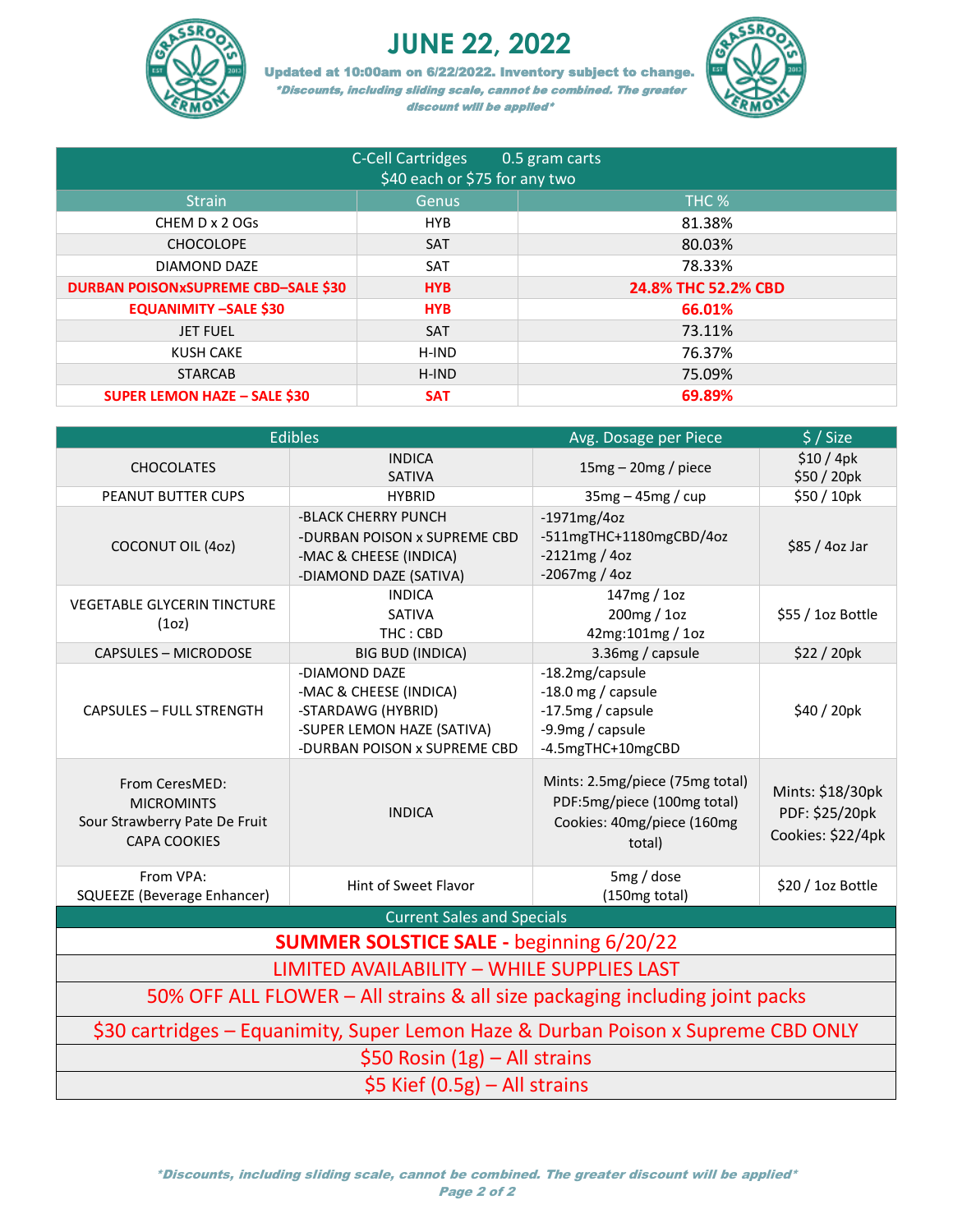# JUNE 22, 2022

**Updated at 10:00am on 6/22/2022. Inventory subject to change.**

***Discounts, including sliding scale, cannot be combined. The greater discount will be applied***

| C-Cell Cartridges 0.5 gram carts $40 each or $75 for any two | | |
|---|---|---|
| **Strain** | **Genus** | **THC %** |
| CHEM D x 2 OGs | HYB | 81.38% |
| CHOCOLOPE | SAT | 80.03% |
| DIAMOND DAZE | SAT | 78.33% |
| **DURBAN POISONxSUPREME CBD–SALE $30** | **HYB** | **24.8% THC 52.2% CBD** |
| **EQUANIMITY –SALE $30** | **HYB** | **66.01%** |
| JET FUEL | SAT | 73.11% |
| KUSH CAKE | H-IND | 76.37% |
| STARCAB | H-IND | 75.09% |
| **SUPER LEMON HAZE – SALE $30** | **SAT** | **69.89%** |

| Edibles | | Avg. Dosage per Piece | $ / Size |
|---|---|---|---|
| CHOCOLATES | INDICA<br>SATIVA | 15mg – 20mg / piece | $10 / 4pk<br>$50 / 20pk |
| PEANUT BUTTER CUPS | HYBRID | 35mg – 45mg / cup | $50 / 10pk |
| COCONUT OIL (4oz) | -BLACK CHERRY PUNCH<br>-DURBAN POISON x SUPREME CBD<br>-MAC & CHEESE (INDICA)<br>-DIAMOND DAZE (SATIVA) | -1971mg/4oz<br>-511mgTHC+1180mgCBD/4oz<br>-2121mg / 4oz<br>-2067mg / 4oz | $85 / 4oz Jar |
| VEGETABLE GLYCERIN TINCTURE (1oz) | INDICA<br>SATIVA<br>THC : CBD | 147mg / 1oz<br>200mg / 1oz<br>42mg:101mg / 1oz | $55 / 1oz Bottle |
| CAPSULES – MICRODOSE | BIG BUD (INDICA) | 3.36mg / capsule | $22 / 20pk |
| CAPSULES – FULL STRENGTH | -DIAMOND DAZE<br>-MAC & CHEESE (INDICA)<br>-STARDAWG (HYBRID)<br>-SUPER LEMON HAZE (SATIVA)<br>-DURBAN POISON x SUPREME CBD | -18.2mg/capsule<br>-18.0 mg / capsule<br>-17.5mg / capsule<br>-9.9mg / capsule<br>-4.5mgTHC+10mgCBD | $40 / 20pk |
| From CeresMED:<br>MICROMINTS<br>Sour Strawberry Pate De Fruit<br>CAPA COOKIES | INDICA | Mints: 2.5mg/piece (75mg total)<br>PDF:5mg/piece (100mg total)<br>Cookies: 40mg/piece (160mg total) | Mints: $18/30pk<br>PDF: $25/20pk<br>Cookies: $22/4pk |
| From VPA:<br>SQUEEZE (Beverage Enhancer) | Hint of Sweet Flavor | 5mg / dose<br>(150mg total) | $20 / 1oz Bottle |

| Current Sales and Specials |
|---|
| **SUMMER SOLSTICE SALE** - beginning 6/20/22 |
| LIMITED AVAILABILITY – WHILE SUPPLIES LAST |
| 50% OFF ALL FLOWER – All strains & all size packaging including joint packs |
| $30 cartridges – Equanimity, Super Lemon Haze & Durban Poison x Supreme CBD ONLY |
| $50 Rosin (1g) – All strains |
| $5 Kief (0.5g) – All strains |

***Discounts, including sliding scale, cannot be combined. The greater discount will be applied***